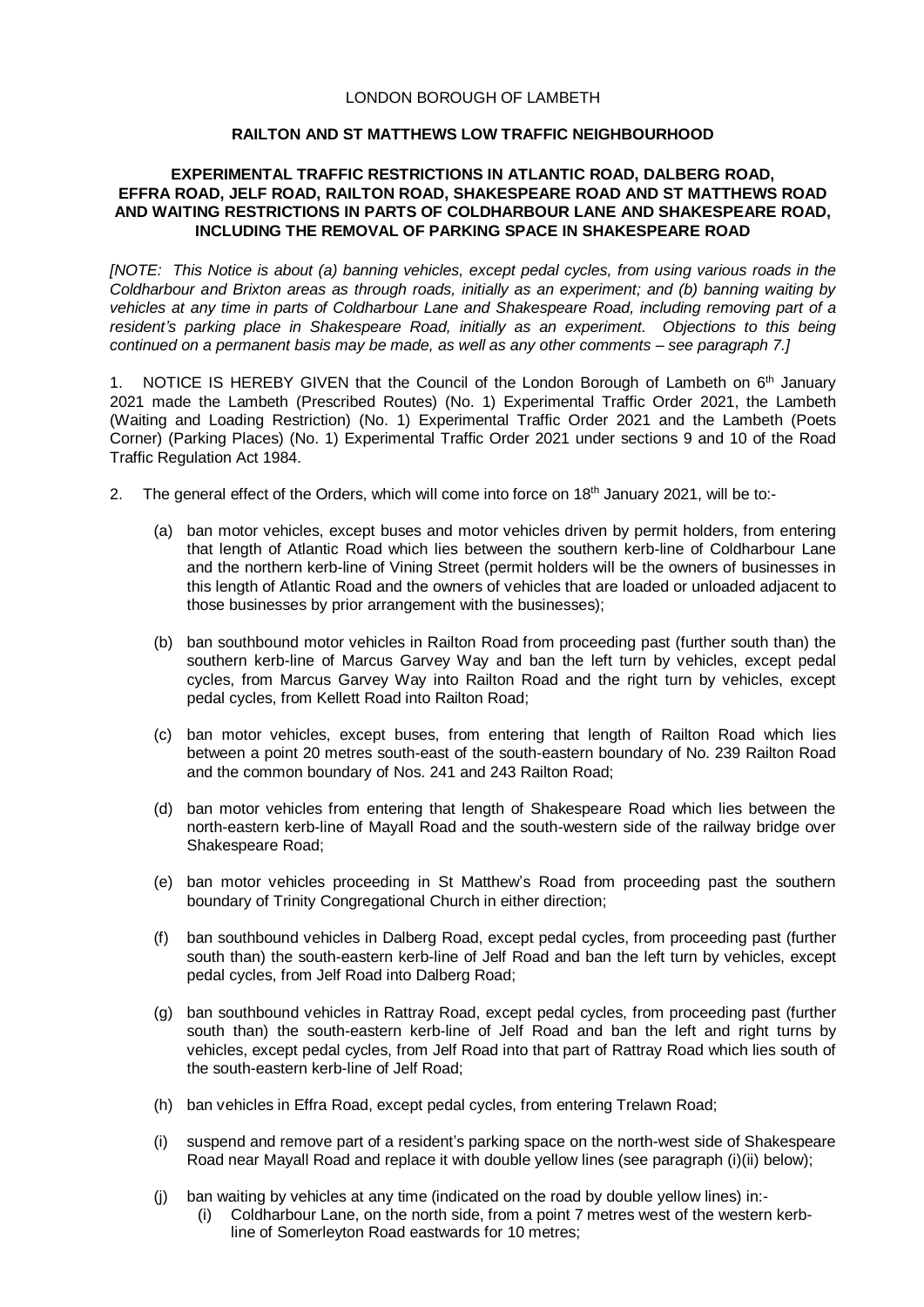LONDON BOROUGH OF LAMBETH

**RAILTON AND ST MATTHEWS LOW TRAFFIC NEIGHBOURHOOD**

**EXPERIMENTAL TRAFFIC RESTRICTIONS IN ATLANTIC ROAD, DALBERG ROAD, EFFRA ROAD, JELF ROAD, RAILTON ROAD, SHAKESPEARE ROAD AND ST MATTHEWS ROAD AND WAITING RESTRICTIONS IN PARTS OF COLDHARBOUR LANE AND SHAKESPEARE ROAD, INCLUDING THE REMOVAL OF PARKING SPACE IN SHAKESPEARE ROAD**

*[NOTE: This Notice is about (a) banning vehicles, except pedal cycles, from using various roads in the Coldharbour and Brixton areas as through roads, initially as an experiment; and (b) banning waiting by vehicles at any time in parts of Coldharbour Lane and Shakespeare Road, including removing part of a resident's parking place in Shakespeare Road, initially as an experiment. Objections to this being continued on a permanent basis may be made, as well as any other comments – see paragraph 7.]*

1. NOTICE IS HEREBY GIVEN that the Council of the London Borough of Lambeth on 6th January 2021 made the Lambeth (Prescribed Routes) (No. 1) Experimental Traffic Order 2021, the Lambeth (Waiting and Loading Restriction) (No. 1) Experimental Traffic Order 2021 and the Lambeth (Poets Corner) (Parking Places) (No. 1) Experimental Traffic Order 2021 under sections 9 and 10 of the Road Traffic Regulation Act 1984.

2. The general effect of the Orders, which will come into force on 18th January 2021, will be to:-

   (a) ban motor vehicles, except buses and motor vehicles driven by permit holders, from entering that length of Atlantic Road which lies between the southern kerb-line of Coldharbour Lane and the northern kerb-line of Vining Street (permit holders will be the owners of businesses in this length of Atlantic Road and the owners of vehicles that are loaded or unloaded adjacent to those businesses by prior arrangement with the businesses);

   (b) ban southbound motor vehicles in Railton Road from proceeding past (further south than) the southern kerb-line of Marcus Garvey Way and ban the left turn by vehicles, except pedal cycles, from Marcus Garvey Way into Railton Road and the right turn by vehicles, except pedal cycles, from Kellett Road into Railton Road;

   (c) ban motor vehicles, except buses, from entering that length of Railton Road which lies between a point 20 metres south-east of the south-eastern boundary of No. 239 Railton Road and the common boundary of Nos. 241 and 243 Railton Road;

   (d) ban motor vehicles from entering that length of Shakespeare Road which lies between the north-eastern kerb-line of Mayall Road and the south-western side of the railway bridge over Shakespeare Road;

   (e) ban motor vehicles proceeding in St Matthew's Road from proceeding past the southern boundary of Trinity Congregational Church in either direction;

   (f) ban southbound vehicles in Dalberg Road, except pedal cycles, from proceeding past (further south than) the south-eastern kerb-line of Jelf Road and ban the left turn by vehicles, except pedal cycles, from Jelf Road into Dalberg Road;

   (g) ban southbound vehicles in Rattray Road, except pedal cycles, from proceeding past (further south than) the south-eastern kerb-line of Jelf Road and ban the left and right turns by vehicles, except pedal cycles, from Jelf Road into that part of Rattray Road which lies south of the south-eastern kerb-line of Jelf Road;

   (h) ban vehicles in Effra Road, except pedal cycles, from entering Trelawn Road;

   (i) suspend and remove part of a resident's parking space on the north-west side of Shakespeare Road near Mayall Road and replace it with double yellow lines (see paragraph (i)(ii) below);

   (j) ban waiting by vehicles at any time (indicated on the road by double yellow lines) in:-
      (i) Coldharbour Lane, on the north side, from a point 7 metres west of the western kerb-line of Somerleyton Road eastwards for 10 metres;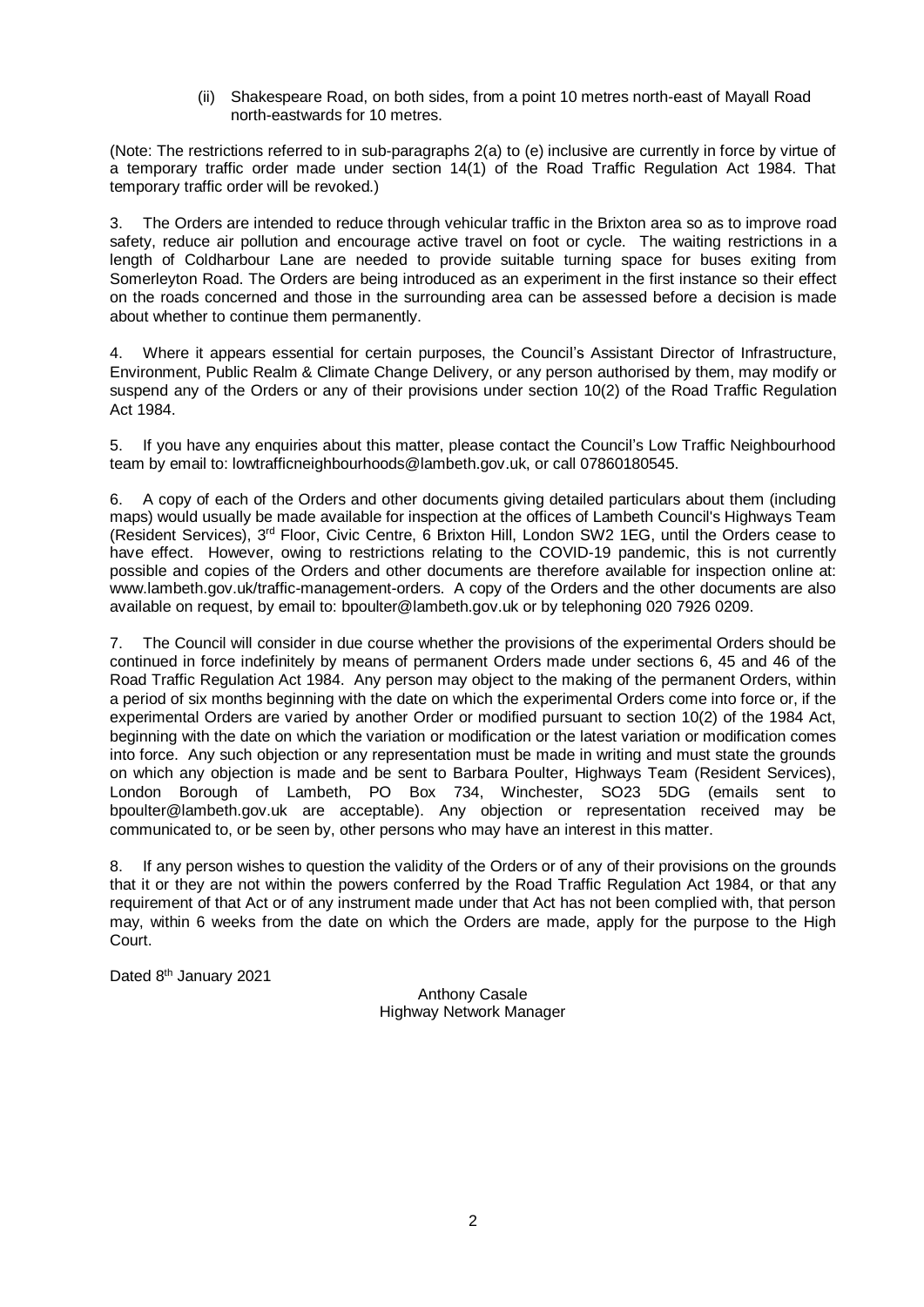(ii) Shakespeare Road, on both sides, from a point 10 metres north-east of Mayall Road north-eastwards for 10 metres.

(Note: The restrictions referred to in sub-paragraphs 2(a) to (e) inclusive are currently in force by virtue of a temporary traffic order made under section 14(1) of the Road Traffic Regulation Act 1984. That temporary traffic order will be revoked.)

3. The Orders are intended to reduce through vehicular traffic in the Brixton area so as to improve road safety, reduce air pollution and encourage active travel on foot or cycle. The waiting restrictions in a length of Coldharbour Lane are needed to provide suitable turning space for buses exiting from Somerleyton Road. The Orders are being introduced as an experiment in the first instance so their effect on the roads concerned and those in the surrounding area can be assessed before a decision is made about whether to continue them permanently.

4. Where it appears essential for certain purposes, the Council's Assistant Director of Infrastructure, Environment, Public Realm & Climate Change Delivery, or any person authorised by them, may modify or suspend any of the Orders or any of their provisions under section 10(2) of the Road Traffic Regulation Act 1984.

5. If you have any enquiries about this matter, please contact the Council's Low Traffic Neighbourhood team by email to: lowtrafficneighbourhoods@lambeth.gov.uk, or call 07860180545.

6. A copy of each of the Orders and other documents giving detailed particulars about them (including maps) would usually be made available for inspection at the offices of Lambeth Council's Highways Team (Resident Services), 3rd Floor, Civic Centre, 6 Brixton Hill, London SW2 1EG, until the Orders cease to have effect. However, owing to restrictions relating to the COVID-19 pandemic, this is not currently possible and copies of the Orders and other documents are therefore available for inspection online at: www.lambeth.gov.uk/traffic-management-orders. A copy of the Orders and the other documents are also available on request, by email to: bpoulter@lambeth.gov.uk or by telephoning 020 7926 0209.

7. The Council will consider in due course whether the provisions of the experimental Orders should be continued in force indefinitely by means of permanent Orders made under sections 6, 45 and 46 of the Road Traffic Regulation Act 1984. Any person may object to the making of the permanent Orders, within a period of six months beginning with the date on which the experimental Orders come into force or, if the experimental Orders are varied by another Order or modified pursuant to section 10(2) of the 1984 Act, beginning with the date on which the variation or modification or the latest variation or modification comes into force. Any such objection or any representation must be made in writing and must state the grounds on which any objection is made and be sent to Barbara Poulter, Highways Team (Resident Services), London Borough of Lambeth, PO Box 734, Winchester, SO23 5DG (emails sent to bpoulter@lambeth.gov.uk are acceptable). Any objection or representation received may be communicated to, or be seen by, other persons who may have an interest in this matter.

8. If any person wishes to question the validity of the Orders or of any of their provisions on the grounds that it or they are not within the powers conferred by the Road Traffic Regulation Act 1984, or that any requirement of that Act or of any instrument made under that Act has not been complied with, that person may, within 6 weeks from the date on which the Orders are made, apply for the purpose to the High Court.

Dated 8th January 2021

Anthony Casale
Highway Network Manager